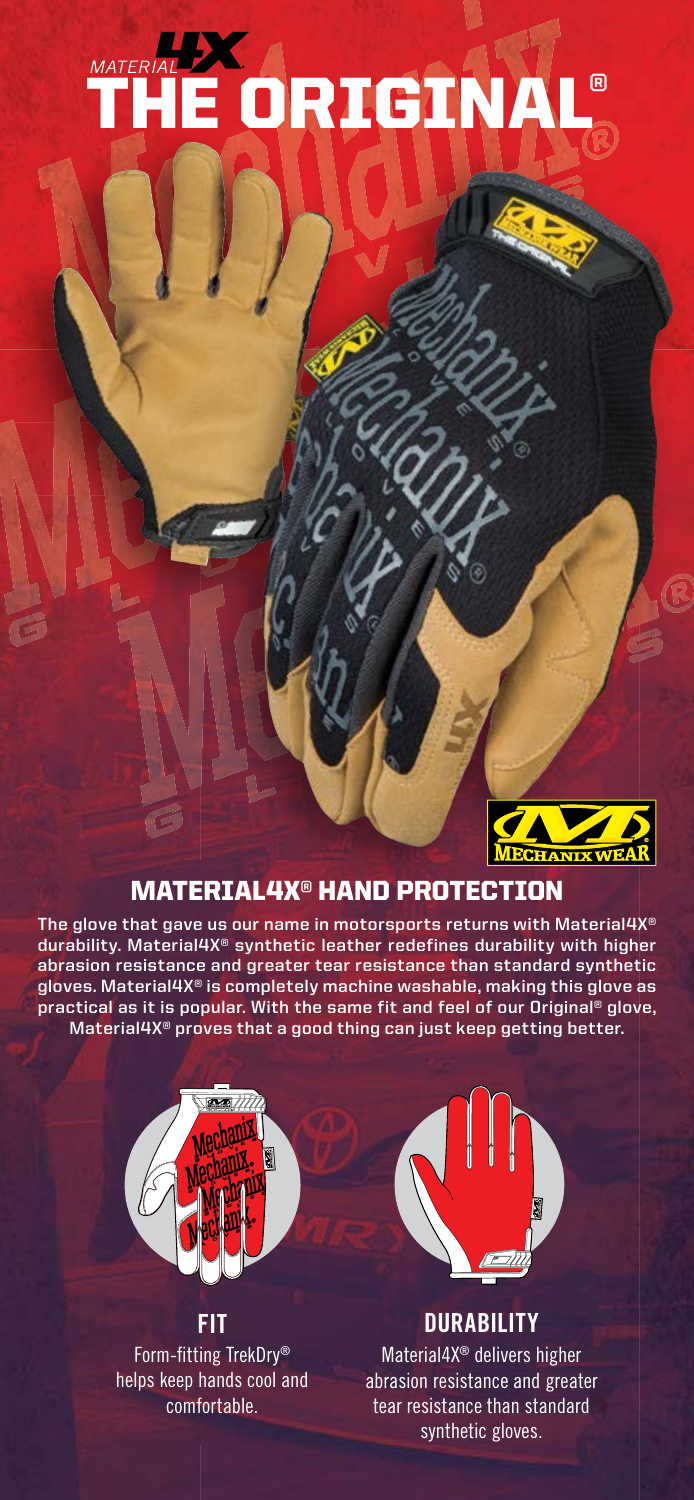# MATERIAL4X THE ORIGINAL®

## MATERIAL4X® HAND PROTECTION

The glove that gave us our name in motorsports returns with Material4X® durability. Material4X® synthetic leather redefines durability with higher abrasion resistance and greater tear resistance than standard synthetic gloves. Material4X® is completely machine washable, making this glove as practical as it is popular. With the same fit and feel of our Original® glove, Material4X® proves that a good thing can just keep getting better.

### FIT

Form-fitting TrekDry® helps keep hands cool and comfortable.

### DURABILITY

Material4X® delivers higher abrasion resistance and greater tear resistance than standard synthetic gloves.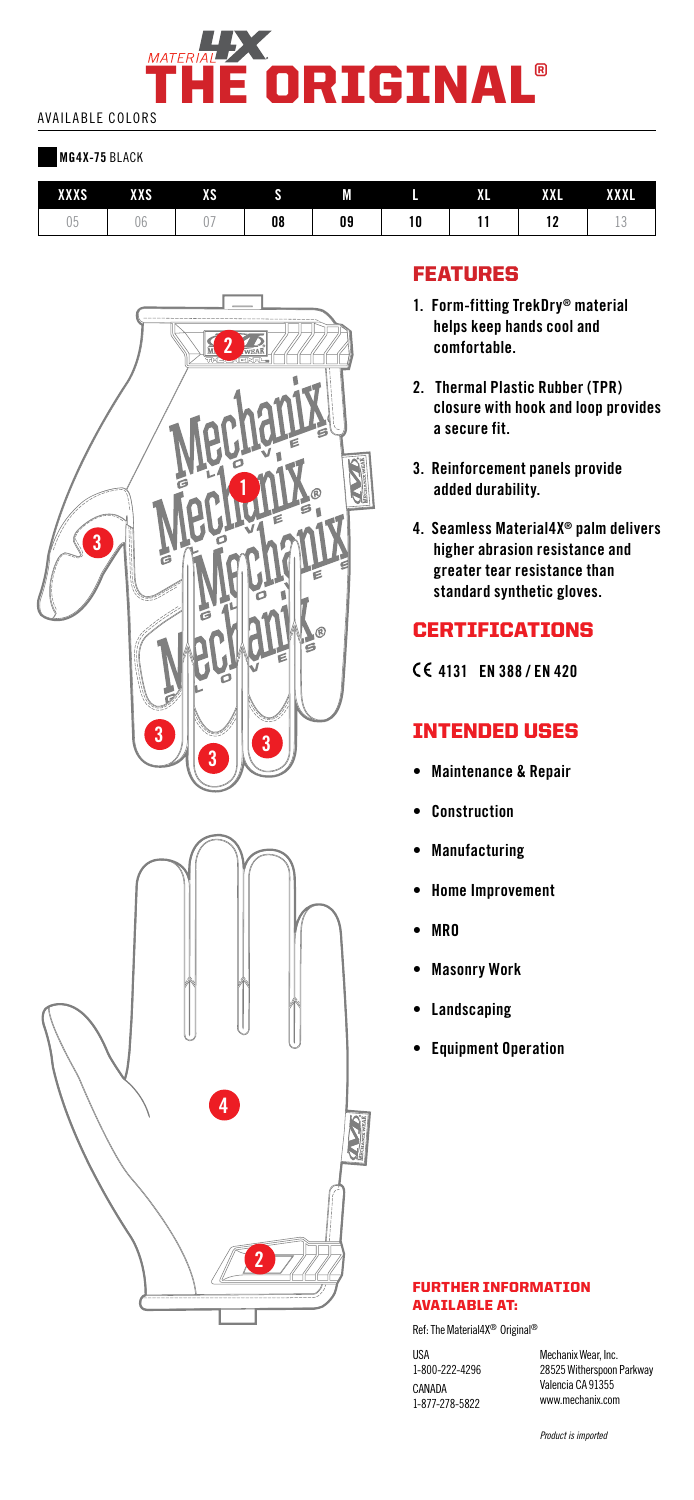# MATERIAL4X THE ORIGINAL®

AVAILABLE COLORS

**MG4X-75** BLACK

| XXXS | XXS | XS | S | M | L | XL | XXL | XXXL |
|---|---|---|---|---|---|---|---|---|
| 05 | 06 | 07 | 08 | 09 | 10 | 11 | 12 | 13 |

## FEATURES

1. **Form-fitting TrekDry® material helps keep hands cool and comfortable.**
2. **Thermal Plastic Rubber (TPR) closure with hook and loop provides a secure fit.**
3. **Reinforcement panels provide added durability.**
4. **Seamless Material4X® palm delivers higher abrasion resistance and greater tear resistance than standard synthetic gloves.**

## CERTIFICATIONS

**CE 4131 EN 388 / EN 420**

## INTENDED USES

- **Maintenance & Repair**
- **Construction**
- **Manufacturing**
- **Home Improvement**
- **MRO**
- **Masonry Work**
- **Landscaping**
- **Equipment Operation**

### FURTHER INFORMATION AVAILABLE AT:

Ref: The Material4X® Original®

USA
1-800-222-4296

CANADA
1-877-278-5822

Mechanix Wear, Inc.
28525 Witherspoon Parkway
Valencia CA 91355
www.mechanix.com

*Product is imported*